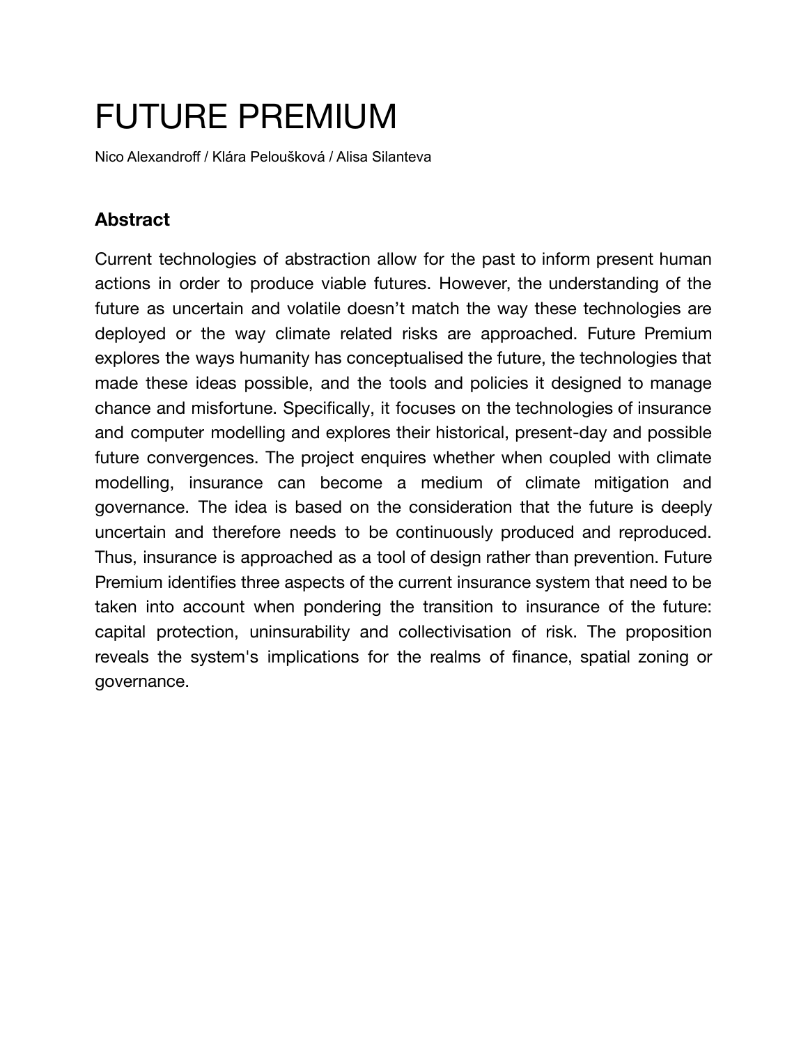# FUTURE PREMIUM

Nico Alexandroff / Klára Peloušková / Alisa Silanteva

## Abstract

Current technologies of abstraction allow for the past to inform present human actions in order to produce viable futures. However, the understanding of the future as uncertain and volatile doesn't match the way these technologies are deployed or the way climate related risks are approached. Future Premium explores the ways humanity has conceptualised the future, the technologies that made these ideas possible, and the tools and policies it designed to manage chance and misfortune. Specifically, it focuses on the technologies of insurance and computer modelling and explores their historical, present-day and possible future convergences. The project enquires whether when coupled with climate modelling, insurance can become a medium of climate mitigation and governance. The idea is based on the consideration that the future is deeply uncertain and therefore needs to be continuously produced and reproduced. Thus, insurance is approached as a tool of design rather than prevention. Future Premium identifies three aspects of the current insurance system that need to be taken into account when pondering the transition to insurance of the future: capital protection, uninsurability and collectivisation of risk. The proposition reveals the system's implications for the realms of finance, spatial zoning or governance.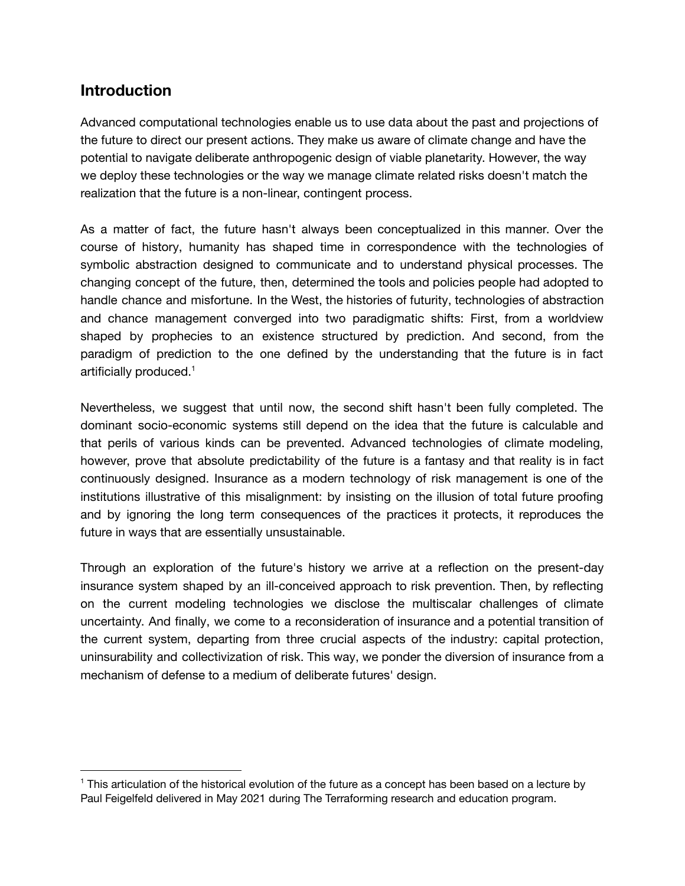## Introduction

Advanced computational technologies enable us to use data about the past and projections of the future to direct our present actions. They make us aware of climate change and have the potential to navigate deliberate anthropogenic design of viable planetarity. However, the way we deploy these technologies or the way we manage climate related risks doesn't match the realization that the future is a non-linear, contingent process.

As a matter of fact, the future hasn't always been conceptualized in this manner. Over the course of history, humanity has shaped time in correspondence with the technologies of symbolic abstraction designed to communicate and to understand physical processes. The changing concept of the future, then, determined the tools and policies people had adopted to handle chance and misfortune. In the West, the histories of futurity, technologies of abstraction and chance management converged into two paradigmatic shifts: First, from a worldview shaped by prophecies to an existence structured by prediction. And second, from the paradigm of prediction to the one defined by the understanding that the future is in fact artificially produced.[1]

Nevertheless, we suggest that until now, the second shift hasn't been fully completed. The dominant socio-economic systems still depend on the idea that the future is calculable and that perils of various kinds can be prevented. Advanced technologies of climate modeling, however, prove that absolute predictability of the future is a fantasy and that reality is in fact continuously designed. Insurance as a modern technology of risk management is one of the institutions illustrative of this misalignment: by insisting on the illusion of total future proofing and by ignoring the long term consequences of the practices it protects, it reproduces the future in ways that are essentially unsustainable.

Through an exploration of the future's history we arrive at a reflection on the present-day insurance system shaped by an ill-conceived approach to risk prevention. Then, by reflecting on the current modeling technologies we disclose the multiscalar challenges of climate uncertainty. And finally, we come to a reconsideration of insurance and a potential transition of the current system, departing from three crucial aspects of the industry: capital protection, uninsurability and collectivization of risk. This way, we ponder the diversion of insurance from a mechanism of defense to a medium of deliberate futures' design.

[1] This articulation of the historical evolution of the future as a concept has been based on a lecture by Paul Feigelfeld delivered in May 2021 during The Terraforming research and education program.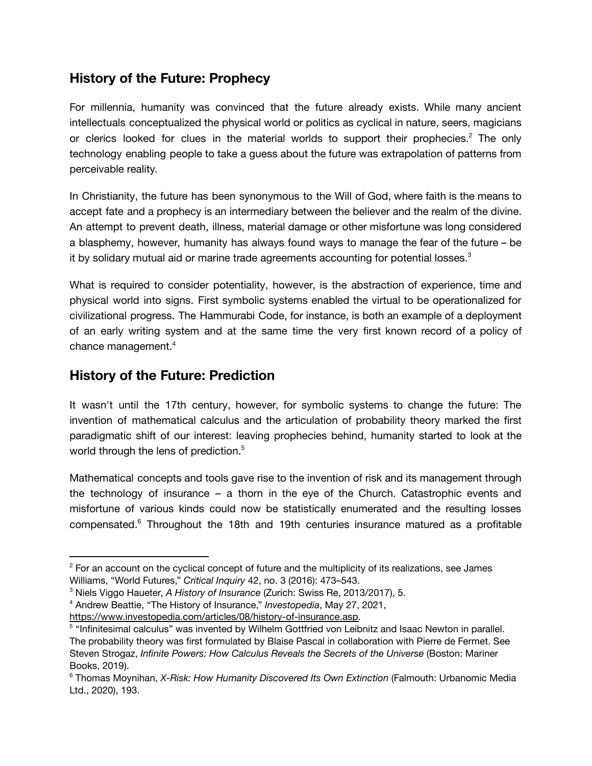## History of the Future: Prophecy

For millennia, humanity was convinced that the future already exists. While many ancient intellectuals conceptualized the physical world or politics as cyclical in nature, seers, magicians or clerics looked for clues in the material worlds to support their prophecies.[2] The only technology enabling people to take a guess about the future was extrapolation of patterns from perceivable reality.

In Christianity, the future has been synonymous to the Will of God, where faith is the means to accept fate and a prophecy is an intermediary between the believer and the realm of the divine. An attempt to prevent death, illness, material damage or other misfortune was long considered a blasphemy, however, humanity has always found ways to manage the fear of the future – be it by solidary mutual aid or marine trade agreements accounting for potential losses.[3]

What is required to consider potentiality, however, is the abstraction of experience, time and physical world into signs. First symbolic systems enabled the virtual to be operationalized for civilizational progress. The Hammurabi Code, for instance, is both an example of a deployment of an early writing system and at the same time the very first known record of a policy of chance management.[4]

## History of the Future: Prediction

It wasn't until the 17th century, however, for symbolic systems to change the future: The invention of mathematical calculus and the articulation of probability theory marked the first paradigmatic shift of our interest: leaving prophecies behind, humanity started to look at the world through the lens of prediction.[5]

Mathematical concepts and tools gave rise to the invention of risk and its management through the technology of insurance – a thorn in the eye of the Church. Catastrophic events and misfortune of various kinds could now be statistically enumerated and the resulting losses compensated.[6] Throughout the 18th and 19th centuries insurance matured as a profitable

---

[2] For an account on the cyclical concept of future and the multiplicity of its realizations, see James Williams, "World Futures," *Critical Inquiry* 42, no. 3 (2016): 473–543.

[3] Niels Viggo Haueter, *A History of Insurance* (Zurich: Swiss Re, 2013/2017), 5.

[4] Andrew Beattie, "The History of Insurance," *Investopedia*, May 27, 2021, https://www.investopedia.com/articles/08/history-of-insurance.asp.

[5] "Infinitesimal calculus" was invented by Wilhelm Gottfried von Leibnitz and Isaac Newton in parallel. The probability theory was first formulated by Blaise Pascal in collaboration with Pierre de Fermet. See Steven Strogaz, *Infinite Powers: How Calculus Reveals the Secrets of the Universe* (Boston: Mariner Books, 2019).

[6] Thomas Moynihan, *X-Risk: How Humanity Discovered Its Own Extinction* (Falmouth: Urbanomic Media Ltd., 2020), 193.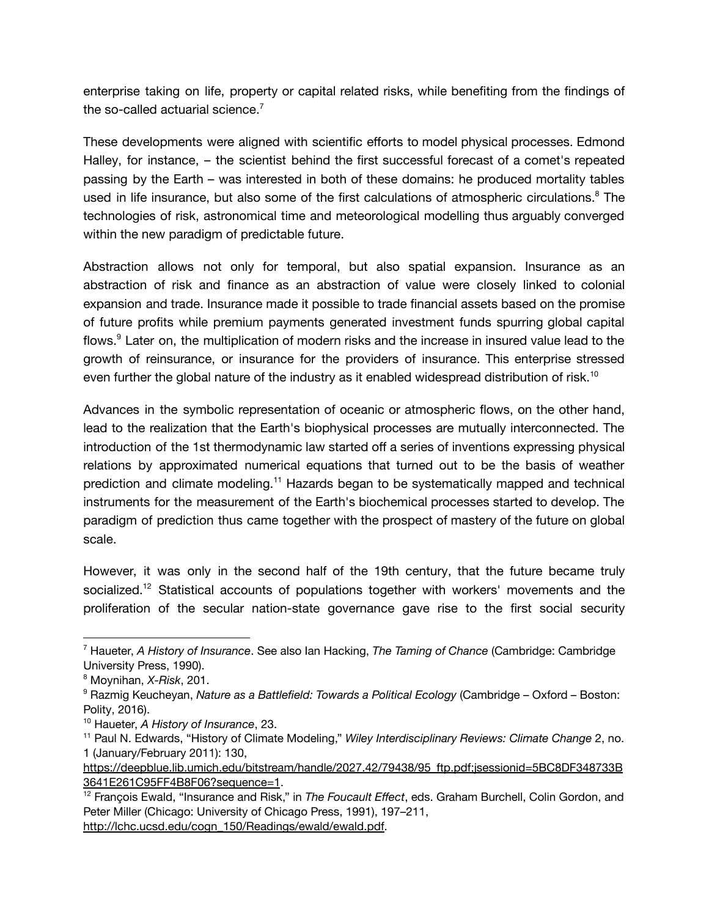enterprise taking on life, property or capital related risks, while benefiting from the findings of the so-called actuarial science.[7]

These developments were aligned with scientific efforts to model physical processes. Edmond Halley, for instance, – the scientist behind the first successful forecast of a comet's repeated passing by the Earth – was interested in both of these domains: he produced mortality tables used in life insurance, but also some of the first calculations of atmospheric circulations.[8] The technologies of risk, astronomical time and meteorological modelling thus arguably converged within the new paradigm of predictable future.

Abstraction allows not only for temporal, but also spatial expansion. Insurance as an abstraction of risk and finance as an abstraction of value were closely linked to colonial expansion and trade. Insurance made it possible to trade financial assets based on the promise of future profits while premium payments generated investment funds spurring global capital flows.[9] Later on, the multiplication of modern risks and the increase in insured value lead to the growth of reinsurance, or insurance for the providers of insurance. This enterprise stressed even further the global nature of the industry as it enabled widespread distribution of risk.[10]

Advances in the symbolic representation of oceanic or atmospheric flows, on the other hand, lead to the realization that the Earth's biophysical processes are mutually interconnected. The introduction of the 1st thermodynamic law started off a series of inventions expressing physical relations by approximated numerical equations that turned out to be the basis of weather prediction and climate modeling.[11] Hazards began to be systematically mapped and technical instruments for the measurement of the Earth's biochemical processes started to develop. The paradigm of prediction thus came together with the prospect of mastery of the future on global scale.

However, it was only in the second half of the 19th century, that the future became truly socialized.[12] Statistical accounts of populations together with workers' movements and the proliferation of the secular nation-state governance gave rise to the first social security

---

[7] Haueter, *A History of Insurance*. See also Ian Hacking, *The Taming of Chance* (Cambridge: Cambridge University Press, 1990).

[8] Moynihan, *X-Risk*, 201.

[9] Razmig Keucheyan, *Nature as a Battlefield: Towards a Political Ecology* (Cambridge – Oxford – Boston: Polity, 2016).

[10] Haueter, *A History of Insurance*, 23.

[11] Paul N. Edwards, "History of Climate Modeling," *Wiley Interdisciplinary Reviews: Climate Change* 2, no. 1 (January/February 2011): 130, https://deepblue.lib.umich.edu/bitstream/handle/2027.42/79438/95_ftp.pdf;jsessionid=5BC8DF348733B3641E261C95FF4B8F06?sequence=1.

[12] François Ewald, "Insurance and Risk," in *The Foucault Effect*, eds. Graham Burchell, Colin Gordon, and Peter Miller (Chicago: University of Chicago Press, 1991), 197–211, http://lchc.ucsd.edu/cogn_150/Readings/ewald/ewald.pdf.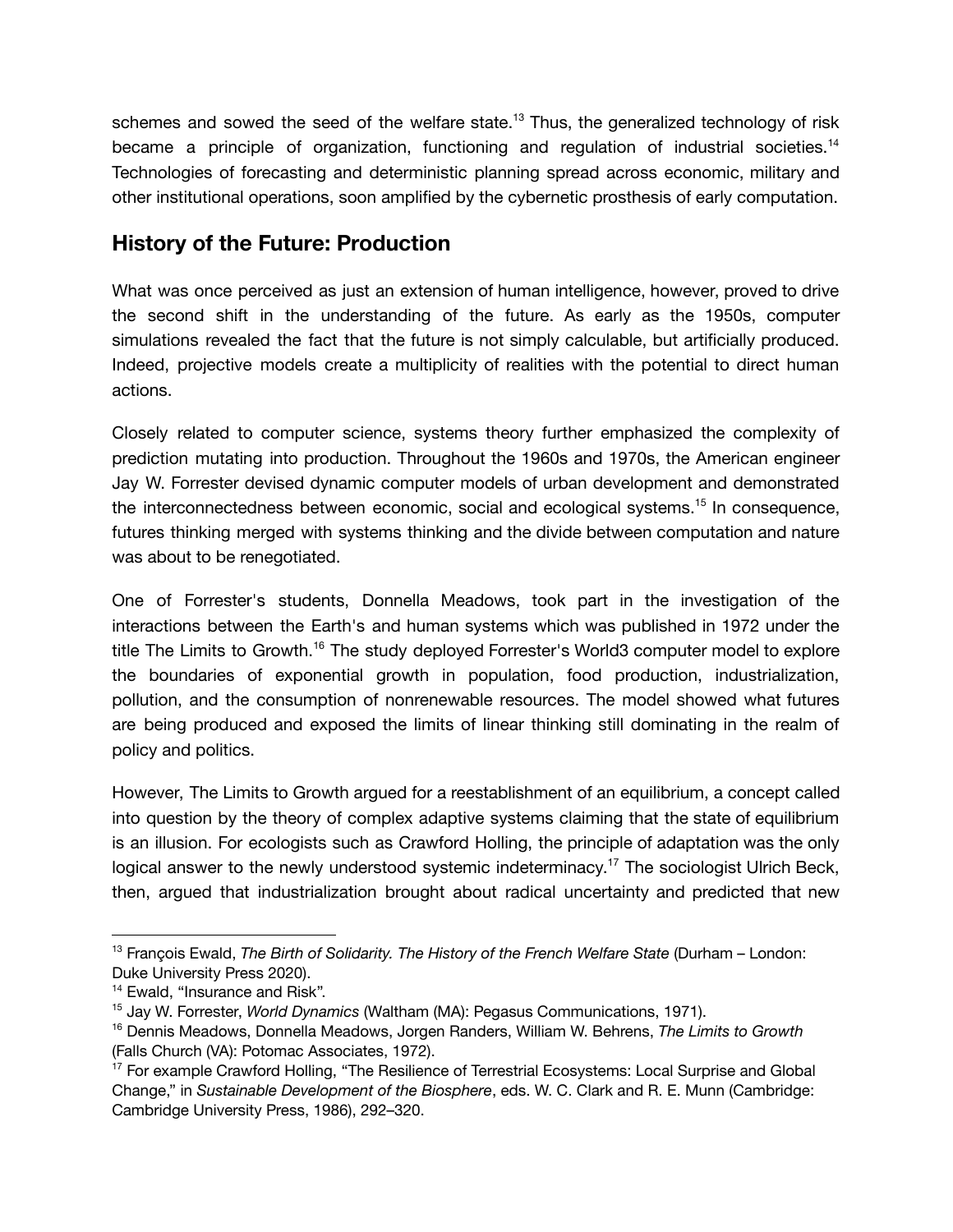schemes and sowed the seed of the welfare state.[13] Thus, the generalized technology of risk became a principle of organization, functioning and regulation of industrial societies.[14] Technologies of forecasting and deterministic planning spread across economic, military and other institutional operations, soon amplified by the cybernetic prosthesis of early computation.

## History of the Future: Production

What was once perceived as just an extension of human intelligence, however, proved to drive the second shift in the understanding of the future. As early as the 1950s, computer simulations revealed the fact that the future is not simply calculable, but artificially produced. Indeed, projective models create a multiplicity of realities with the potential to direct human actions.

Closely related to computer science, systems theory further emphasized the complexity of prediction mutating into production. Throughout the 1960s and 1970s, the American engineer Jay W. Forrester devised dynamic computer models of urban development and demonstrated the interconnectedness between economic, social and ecological systems.[15] In consequence, futures thinking merged with systems thinking and the divide between computation and nature was about to be renegotiated.

One of Forrester's students, Donnella Meadows, took part in the investigation of the interactions between the Earth's and human systems which was published in 1972 under the title The Limits to Growth.[16] The study deployed Forrester's World3 computer model to explore the boundaries of exponential growth in population, food production, industrialization, pollution, and the consumption of nonrenewable resources. The model showed what futures are being produced and exposed the limits of linear thinking still dominating in the realm of policy and politics.

However, The Limits to Growth argued for a reestablishment of an equilibrium, a concept called into question by the theory of complex adaptive systems claiming that the state of equilibrium is an illusion. For ecologists such as Crawford Holling, the principle of adaptation was the only logical answer to the newly understood systemic indeterminacy.[17] The sociologist Ulrich Beck, then, argued that industrialization brought about radical uncertainty and predicted that new

---

[13] François Ewald, *The Birth of Solidarity. The History of the French Welfare State* (Durham – London: Duke University Press 2020).

[14] Ewald, "Insurance and Risk".

[15] Jay W. Forrester, *World Dynamics* (Waltham (MA): Pegasus Communications, 1971).

[16] Dennis Meadows, Donnella Meadows, Jorgen Randers, William W. Behrens, *The Limits to Growth* (Falls Church (VA): Potomac Associates, 1972).

[17] For example Crawford Holling, "The Resilience of Terrestrial Ecosystems: Local Surprise and Global Change," in *Sustainable Development of the Biosphere*, eds. W. C. Clark and R. E. Munn (Cambridge: Cambridge University Press, 1986), 292–320.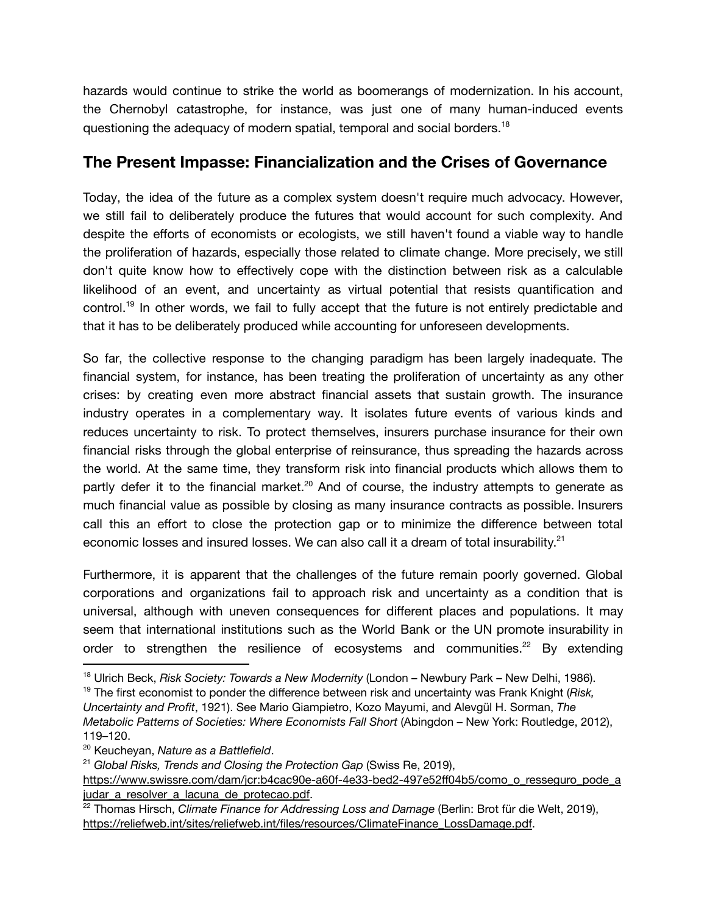hazards would continue to strike the world as boomerangs of modernization. In his account, the Chernobyl catastrophe, for instance, was just one of many human-induced events questioning the adequacy of modern spatial, temporal and social borders.[18]

## The Present Impasse: Financialization and the Crises of Governance

Today, the idea of the future as a complex system doesn't require much advocacy. However, we still fail to deliberately produce the futures that would account for such complexity. And despite the efforts of economists or ecologists, we still haven't found a viable way to handle the proliferation of hazards, especially those related to climate change. More precisely, we still don't quite know how to effectively cope with the distinction between risk as a calculable likelihood of an event, and uncertainty as virtual potential that resists quantification and control.[19] In other words, we fail to fully accept that the future is not entirely predictable and that it has to be deliberately produced while accounting for unforeseen developments.

So far, the collective response to the changing paradigm has been largely inadequate. The financial system, for instance, has been treating the proliferation of uncertainty as any other crises: by creating even more abstract financial assets that sustain growth. The insurance industry operates in a complementary way. It isolates future events of various kinds and reduces uncertainty to risk. To protect themselves, insurers purchase insurance for their own financial risks through the global enterprise of reinsurance, thus spreading the hazards across the world. At the same time, they transform risk into financial products which allows them to partly defer it to the financial market.[20] And of course, the industry attempts to generate as much financial value as possible by closing as many insurance contracts as possible. Insurers call this an effort to close the protection gap or to minimize the difference between total economic losses and insured losses. We can also call it a dream of total insurability.[21]

Furthermore, it is apparent that the challenges of the future remain poorly governed. Global corporations and organizations fail to approach risk and uncertainty as a condition that is universal, although with uneven consequences for different places and populations. It may seem that international institutions such as the World Bank or the UN promote insurability in order to strengthen the resilience of ecosystems and communities.[22] By extending

---

[18] Ulrich Beck, *Risk Society: Towards a New Modernity* (London – Newbury Park – New Delhi, 1986).

[19] The first economist to ponder the difference between risk and uncertainty was Frank Knight (*Risk, Uncertainty and Profit*, 1921). See Mario Giampietro, Kozo Mayumi, and Alevgül H. Sorman, *The Metabolic Patterns of Societies: Where Economists Fall Short* (Abingdon – New York: Routledge, 2012), 119–120.

[20] Keucheyan, *Nature as a Battlefield*.

[21] *Global Risks, Trends and Closing the Protection Gap* (Swiss Re, 2019), https://www.swissre.com/dam/jcr:b4cac90e-a60f-4e33-bed2-497e52ff04b5/como_o_resseguro_pode_ajudar_a_resolver_a_lacuna_de_protecao.pdf.

[22] Thomas Hirsch, *Climate Finance for Addressing Loss and Damage* (Berlin: Brot für die Welt, 2019), https://reliefweb.int/sites/reliefweb.int/files/resources/ClimateFinance_LossDamage.pdf.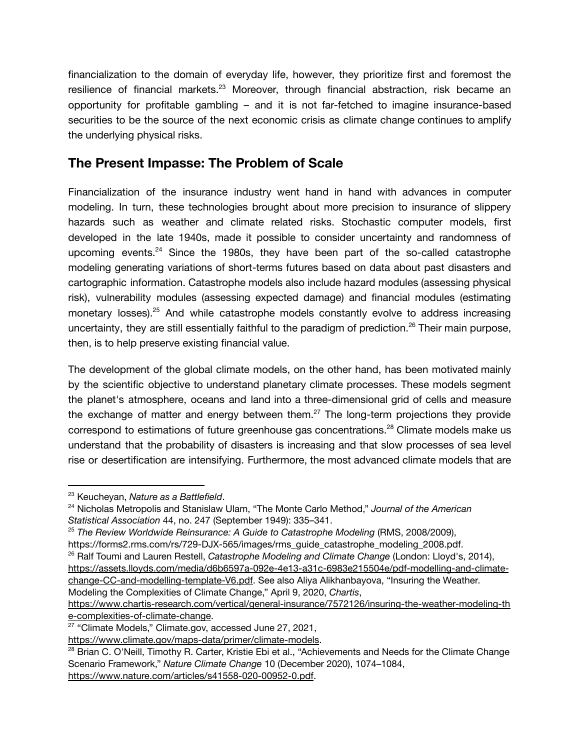financialization to the domain of everyday life, however, they prioritize first and foremost the resilience of financial markets.[23] Moreover, through financial abstraction, risk became an opportunity for profitable gambling – and it is not far-fetched to imagine insurance-based securities to be the source of the next economic crisis as climate change continues to amplify the underlying physical risks.

## The Present Impasse: The Problem of Scale

Financialization of the insurance industry went hand in hand with advances in computer modeling. In turn, these technologies brought about more precision to insurance of slippery hazards such as weather and climate related risks. Stochastic computer models, first developed in the late 1940s, made it possible to consider uncertainty and randomness of upcoming events.[24] Since the 1980s, they have been part of the so-called catastrophe modeling generating variations of short-terms futures based on data about past disasters and cartographic information. Catastrophe models also include hazard modules (assessing physical risk), vulnerability modules (assessing expected damage) and financial modules (estimating monetary losses).[25] And while catastrophe models constantly evolve to address increasing uncertainty, they are still essentially faithful to the paradigm of prediction.[26] Their main purpose, then, is to help preserve existing financial value.

The development of the global climate models, on the other hand, has been motivated mainly by the scientific objective to understand planetary climate processes. These models segment the planet's atmosphere, oceans and land into a three-dimensional grid of cells and measure the exchange of matter and energy between them.[27] The long-term projections they provide correspond to estimations of future greenhouse gas concentrations.[28] Climate models make us understand that the probability of disasters is increasing and that slow processes of sea level rise or desertification are intensifying. Furthermore, the most advanced climate models that are

---

[23] Keucheyan, *Nature as a Battlefield*.

[24] Nicholas Metropolis and Stanislaw Ulam, "The Monte Carlo Method," *Journal of the American Statistical Association* 44, no. 247 (September 1949): 335–341.

[25] *The Review Worldwide Reinsurance: A Guide to Catastrophe Modeling* (RMS, 2008/2009), https://forms2.rms.com/rs/729-DJX-565/images/rms_guide_catastrophe_modeling_2008.pdf.

[26] Ralf Toumi and Lauren Restell, *Catastrophe Modeling and Climate Change* (London: Lloyd's, 2014), https://assets.lloyds.com/media/d6b6597a-092e-4e13-a31c-6983e215504e/pdf-modelling-and-climate-change-CC-and-modelling-template-V6.pdf. See also Aliya Alikhanbayova, "Insuring the Weather. Modeling the Complexities of Climate Change," April 9, 2020, *Chartis*, https://www.chartis-research.com/vertical/general-insurance/7572126/insuring-the-weather-modeling-the-complexities-of-climate-change.

[27] "Climate Models," Climate.gov, accessed June 27, 2021, https://www.climate.gov/maps-data/primer/climate-models.

[28] Brian C. O'Neill, Timothy R. Carter, Kristie Ebi et al., "Achievements and Needs for the Climate Change Scenario Framework," *Nature Climate Change* 10 (December 2020), 1074–1084, https://www.nature.com/articles/s41558-020-00952-0.pdf.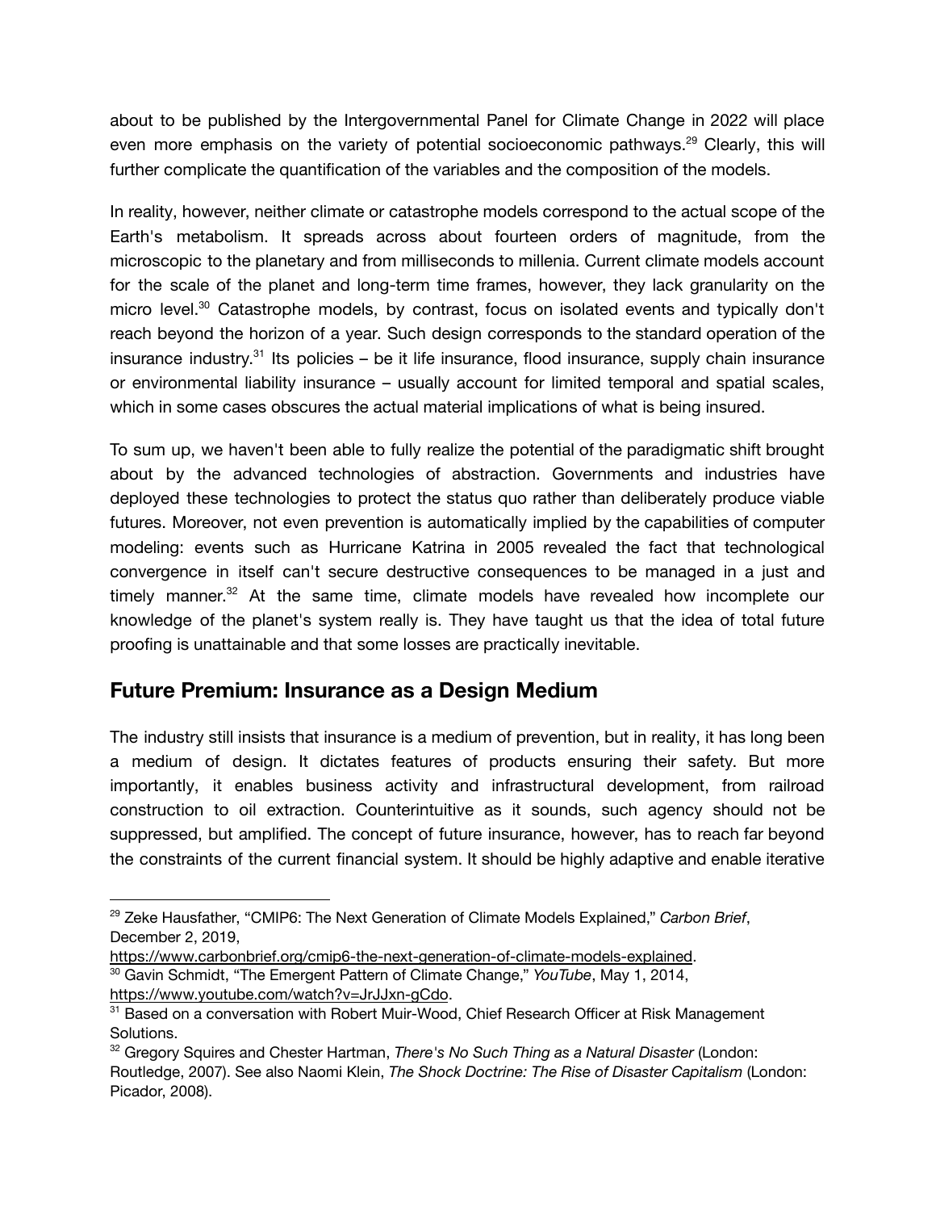about to be published by the Intergovernmental Panel for Climate Change in 2022 will place even more emphasis on the variety of potential socioeconomic pathways.[29] Clearly, this will further complicate the quantification of the variables and the composition of the models.

In reality, however, neither climate or catastrophe models correspond to the actual scope of the Earth's metabolism. It spreads across about fourteen orders of magnitude, from the microscopic to the planetary and from milliseconds to millenia. Current climate models account for the scale of the planet and long-term time frames, however, they lack granularity on the micro level.[30] Catastrophe models, by contrast, focus on isolated events and typically don't reach beyond the horizon of a year. Such design corresponds to the standard operation of the insurance industry.[31] Its policies – be it life insurance, flood insurance, supply chain insurance or environmental liability insurance – usually account for limited temporal and spatial scales, which in some cases obscures the actual material implications of what is being insured.

To sum up, we haven't been able to fully realize the potential of the paradigmatic shift brought about by the advanced technologies of abstraction. Governments and industries have deployed these technologies to protect the status quo rather than deliberately produce viable futures. Moreover, not even prevention is automatically implied by the capabilities of computer modeling: events such as Hurricane Katrina in 2005 revealed the fact that technological convergence in itself can't secure destructive consequences to be managed in a just and timely manner.[32] At the same time, climate models have revealed how incomplete our knowledge of the planet's system really is. They have taught us that the idea of total future proofing is unattainable and that some losses are practically inevitable.

## Future Premium: Insurance as a Design Medium

The industry still insists that insurance is a medium of prevention, but in reality, it has long been a medium of design. It dictates features of products ensuring their safety. But more importantly, it enables business activity and infrastructural development, from railroad construction to oil extraction. Counterintuitive as it sounds, such agency should not be suppressed, but amplified. The concept of future insurance, however, has to reach far beyond the constraints of the current financial system. It should be highly adaptive and enable iterative

---

[29] Zeke Hausfather, "CMIP6: The Next Generation of Climate Models Explained," *Carbon Brief*, December 2, 2019, https://www.carbonbrief.org/cmip6-the-next-generation-of-climate-models-explained.

[30] Gavin Schmidt, "The Emergent Pattern of Climate Change," *YouTube*, May 1, 2014, https://www.youtube.com/watch?v=JrJJxn-gCdo.

[31] Based on a conversation with Robert Muir-Wood, Chief Research Officer at Risk Management Solutions.

[32] Gregory Squires and Chester Hartman, *There's No Such Thing as a Natural Disaster* (London: Routledge, 2007). See also Naomi Klein, *The Shock Doctrine: The Rise of Disaster Capitalism* (London: Picador, 2008).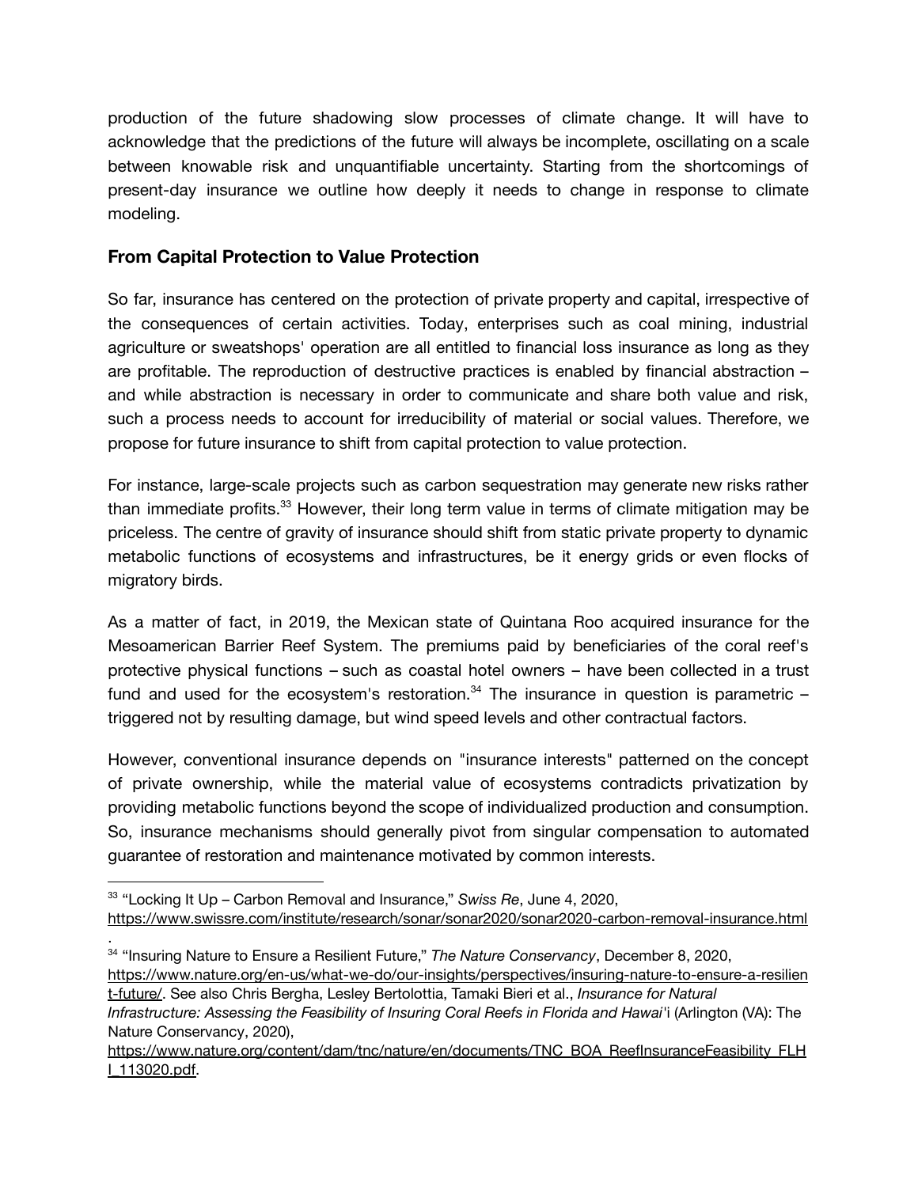production of the future shadowing slow processes of climate change. It will have to acknowledge that the predictions of the future will always be incomplete, oscillating on a scale between knowable risk and unquantifiable uncertainty. Starting from the shortcomings of present-day insurance we outline how deeply it needs to change in response to climate modeling.

## From Capital Protection to Value Protection

So far, insurance has centered on the protection of private property and capital, irrespective of the consequences of certain activities. Today, enterprises such as coal mining, industrial agriculture or sweatshops' operation are all entitled to financial loss insurance as long as they are profitable. The reproduction of destructive practices is enabled by financial abstraction – and while abstraction is necessary in order to communicate and share both value and risk, such a process needs to account for irreducibility of material or social values. Therefore, we propose for future insurance to shift from capital protection to value protection.

For instance, large-scale projects such as carbon sequestration may generate new risks rather than immediate profits.[33] However, their long term value in terms of climate mitigation may be priceless. The centre of gravity of insurance should shift from static private property to dynamic metabolic functions of ecosystems and infrastructures, be it energy grids or even flocks of migratory birds.

As a matter of fact, in 2019, the Mexican state of Quintana Roo acquired insurance for the Mesoamerican Barrier Reef System. The premiums paid by beneficiaries of the coral reef's protective physical functions – such as coastal hotel owners – have been collected in a trust fund and used for the ecosystem's restoration.[34] The insurance in question is parametric – triggered not by resulting damage, but wind speed levels and other contractual factors.

However, conventional insurance depends on "insurance interests" patterned on the concept of private ownership, while the material value of ecosystems contradicts privatization by providing metabolic functions beyond the scope of individualized production and consumption. So, insurance mechanisms should generally pivot from singular compensation to automated guarantee of restoration and maintenance motivated by common interests.

---

[33] "Locking It Up – Carbon Removal and Insurance," *Swiss Re*, June 4, 2020, https://www.swissre.com/institute/research/sonar/sonar2020/sonar2020-carbon-removal-insurance.html.

[34] "Insuring Nature to Ensure a Resilient Future," *The Nature Conservancy*, December 8, 2020, https://www.nature.org/en-us/what-we-do/our-insights/perspectives/insuring-nature-to-ensure-a-resilient-future/. See also Chris Bergha, Lesley Bertolottia, Tamaki Bieri et al., *Insurance for Natural Infrastructure: Assessing the Feasibility of Insuring Coral Reefs in Florida and Hawai'i* (Arlington (VA): The Nature Conservancy, 2020), https://www.nature.org/content/dam/tnc/nature/en/documents/TNC_BOA_ReefInsuranceFeasibility_FLHI_113020.pdf.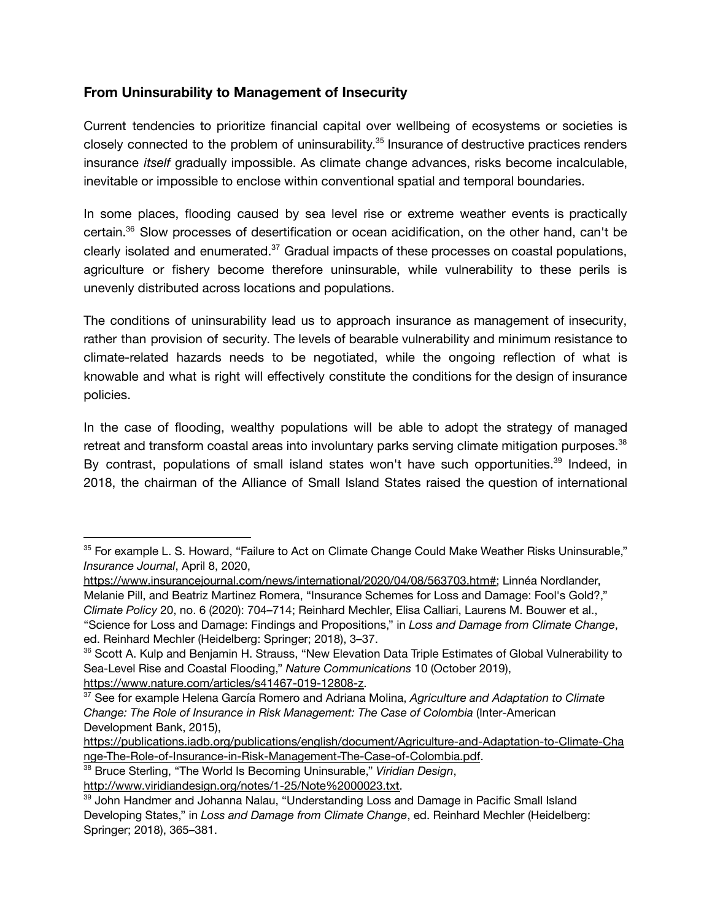## From Uninsurability to Management of Insecurity

Current tendencies to prioritize financial capital over wellbeing of ecosystems or societies is closely connected to the problem of uninsurability.[35] Insurance of destructive practices renders insurance *itself* gradually impossible. As climate change advances, risks become incalculable, inevitable or impossible to enclose within conventional spatial and temporal boundaries.

In some places, flooding caused by sea level rise or extreme weather events is practically certain.[36] Slow processes of desertification or ocean acidification, on the other hand, can't be clearly isolated and enumerated.[37] Gradual impacts of these processes on coastal populations, agriculture or fishery become therefore uninsurable, while vulnerability to these perils is unevenly distributed across locations and populations.

The conditions of uninsurability lead us to approach insurance as management of insecurity, rather than provision of security. The levels of bearable vulnerability and minimum resistance to climate-related hazards needs to be negotiated, while the ongoing reflection of what is knowable and what is right will effectively constitute the conditions for the design of insurance policies.

In the case of flooding, wealthy populations will be able to adopt the strategy of managed retreat and transform coastal areas into involuntary parks serving climate mitigation purposes.[38] By contrast, populations of small island states won't have such opportunities.[39] Indeed, in 2018, the chairman of the Alliance of Small Island States raised the question of international

---

[35] For example L. S. Howard, "Failure to Act on Climate Change Could Make Weather Risks Uninsurable," *Insurance Journal*, April 8, 2020, https://www.insurancejournal.com/news/international/2020/04/08/563703.htm#; Linnéa Nordlander, Melanie Pill, and Beatriz Martinez Romera, "Insurance Schemes for Loss and Damage: Fool's Gold?," *Climate Policy* 20, no. 6 (2020): 704–714; Reinhard Mechler, Elisa Calliari, Laurens M. Bouwer et al., "Science for Loss and Damage: Findings and Propositions," in *Loss and Damage from Climate Change*, ed. Reinhard Mechler (Heidelberg: Springer; 2018), 3–37.

[36] Scott A. Kulp and Benjamin H. Strauss, "New Elevation Data Triple Estimates of Global Vulnerability to Sea-Level Rise and Coastal Flooding," *Nature Communications* 10 (October 2019), https://www.nature.com/articles/s41467-019-12808-z.

[37] See for example Helena García Romero and Adriana Molina, *Agriculture and Adaptation to Climate Change: The Role of Insurance in Risk Management: The Case of Colombia* (Inter-American Development Bank, 2015), https://publications.iadb.org/publications/english/document/Agriculture-and-Adaptation-to-Climate-Change-The-Role-of-Insurance-in-Risk-Management-The-Case-of-Colombia.pdf.

[38] Bruce Sterling, "The World Is Becoming Uninsurable," *Viridian Design*, http://www.viridiandesign.org/notes/1-25/Note%2000023.txt.

[39] John Handmer and Johanna Nalau, "Understanding Loss and Damage in Pacific Small Island Developing States," in *Loss and Damage from Climate Change*, ed. Reinhard Mechler (Heidelberg: Springer; 2018), 365–381.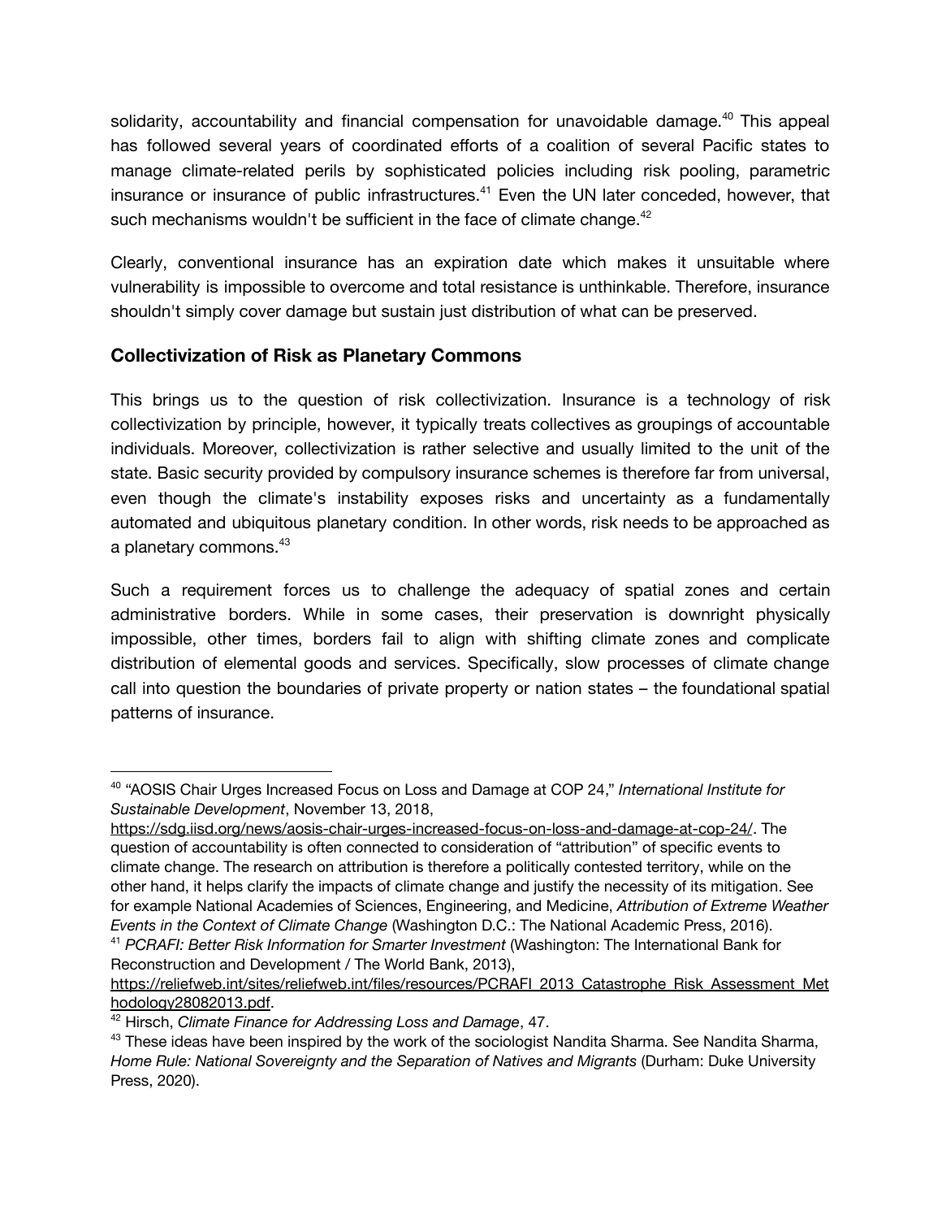solidarity, accountability and financial compensation for unavoidable damage.[40] This appeal has followed several years of coordinated efforts of a coalition of several Pacific states to manage climate-related perils by sophisticated policies including risk pooling, parametric insurance or insurance of public infrastructures.[41] Even the UN later conceded, however, that such mechanisms wouldn't be sufficient in the face of climate change.[42]

Clearly, conventional insurance has an expiration date which makes it unsuitable where vulnerability is impossible to overcome and total resistance is unthinkable. Therefore, insurance shouldn't simply cover damage but sustain just distribution of what can be preserved.

### Collectivization of Risk as Planetary Commons

This brings us to the question of risk collectivization. Insurance is a technology of risk collectivization by principle, however, it typically treats collectives as groupings of accountable individuals. Moreover, collectivization is rather selective and usually limited to the unit of the state. Basic security provided by compulsory insurance schemes is therefore far from universal, even though the climate's instability exposes risks and uncertainty as a fundamentally automated and ubiquitous planetary condition. In other words, risk needs to be approached as a planetary commons.[43]

Such a requirement forces us to challenge the adequacy of spatial zones and certain administrative borders. While in some cases, their preservation is downright physically impossible, other times, borders fail to align with shifting climate zones and complicate distribution of elemental goods and services. Specifically, slow processes of climate change call into question the boundaries of private property or nation states – the foundational spatial patterns of insurance.

---

[40] "AOSIS Chair Urges Increased Focus on Loss and Damage at COP 24," *International Institute for Sustainable Development*, November 13, 2018, https://sdg.iisd.org/news/aosis-chair-urges-increased-focus-on-loss-and-damage-at-cop-24/. The question of accountability is often connected to consideration of "attribution" of specific events to climate change. The research on attribution is therefore a politically contested territory, while on the other hand, it helps clarify the impacts of climate change and justify the necessity of its mitigation. See for example National Academies of Sciences, Engineering, and Medicine, *Attribution of Extreme Weather Events in the Context of Climate Change* (Washington D.C.: The National Academic Press, 2016).

[41] *PCRAFI: Better Risk Information for Smarter Investment* (Washington: The International Bank for Reconstruction and Development / The World Bank, 2013), https://reliefweb.int/sites/reliefweb.int/files/resources/PCRAFI_2013_Catastrophe_Risk_Assessment_Methodology28082013.pdf.

[42] Hirsch, *Climate Finance for Addressing Loss and Damage*, 47.

[43] These ideas have been inspired by the work of the sociologist Nandita Sharma. See Nandita Sharma, *Home Rule: National Sovereignty and the Separation of Natives and Migrants* (Durham: Duke University Press, 2020).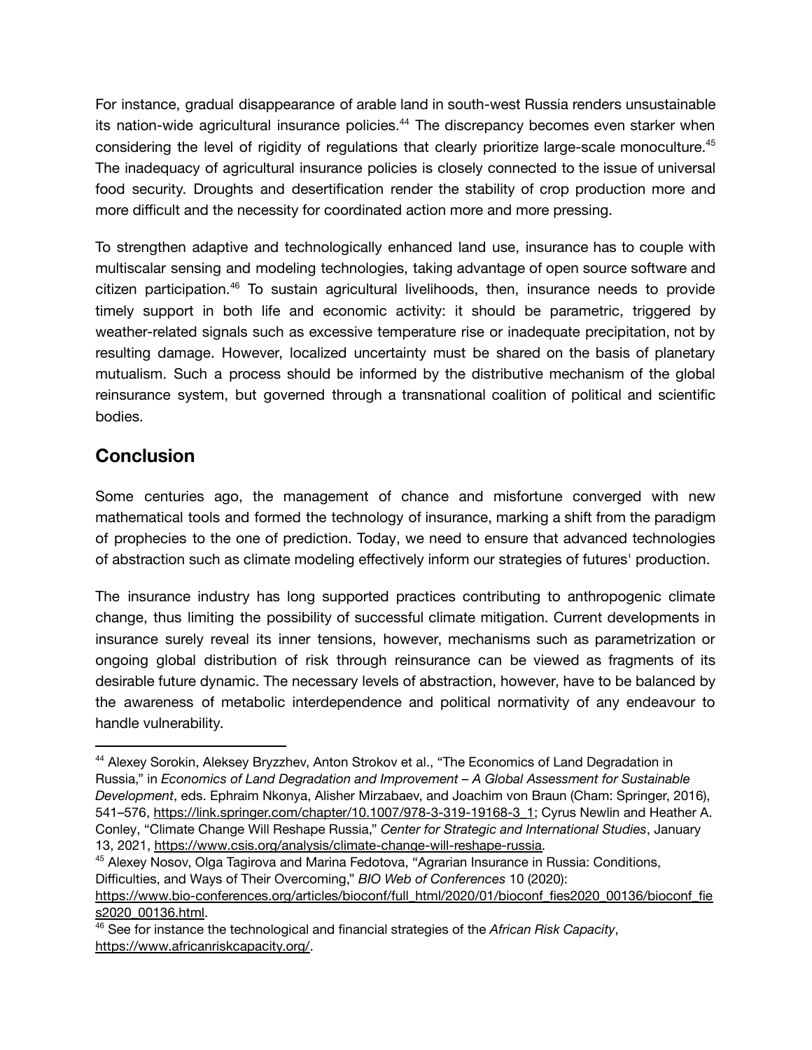For instance, gradual disappearance of arable land in south-west Russia renders unsustainable its nation-wide agricultural insurance policies.[44] The discrepancy becomes even starker when considering the level of rigidity of regulations that clearly prioritize large-scale monoculture.[45] The inadequacy of agricultural insurance policies is closely connected to the issue of universal food security. Droughts and desertification render the stability of crop production more and more difficult and the necessity for coordinated action more and more pressing.

To strengthen adaptive and technologically enhanced land use, insurance has to couple with multiscalar sensing and modeling technologies, taking advantage of open source software and citizen participation.[46] To sustain agricultural livelihoods, then, insurance needs to provide timely support in both life and economic activity: it should be parametric, triggered by weather-related signals such as excessive temperature rise or inadequate precipitation, not by resulting damage. However, localized uncertainty must be shared on the basis of planetary mutualism. Such a process should be informed by the distributive mechanism of the global reinsurance system, but governed through a transnational coalition of political and scientific bodies.

## Conclusion

Some centuries ago, the management of chance and misfortune converged with new mathematical tools and formed the technology of insurance, marking a shift from the paradigm of prophecies to the one of prediction. Today, we need to ensure that advanced technologies of abstraction such as climate modeling effectively inform our strategies of futures' production.

The insurance industry has long supported practices contributing to anthropogenic climate change, thus limiting the possibility of successful climate mitigation. Current developments in insurance surely reveal its inner tensions, however, mechanisms such as parametrization or ongoing global distribution of risk through reinsurance can be viewed as fragments of its desirable future dynamic. The necessary levels of abstraction, however, have to be balanced by the awareness of metabolic interdependence and political normativity of any endeavour to handle vulnerability.

---

[44] Alexey Sorokin, Aleksey Bryzzhev, Anton Strokov et al., "The Economics of Land Degradation in Russia," in *Economics of Land Degradation and Improvement – A Global Assessment for Sustainable Development*, eds. Ephraim Nkonya, Alisher Mirzabaev, and Joachim von Braun (Cham: Springer, 2016), 541–576, https://link.springer.com/chapter/10.1007/978-3-319-19168-3_1; Cyrus Newlin and Heather A. Conley, "Climate Change Will Reshape Russia," *Center for Strategic and International Studies*, January 13, 2021, https://www.csis.org/analysis/climate-change-will-reshape-russia.

[45] Alexey Nosov, Olga Tagirova and Marina Fedotova, "Agrarian Insurance in Russia: Conditions, Difficulties, and Ways of Their Overcoming," *BIO Web of Conferences* 10 (2020): https://www.bio-conferences.org/articles/bioconf/full_html/2020/01/bioconf_fies2020_00136/bioconf_fies2020_00136.html.

[46] See for instance the technological and financial strategies of the *African Risk Capacity*, https://www.africanriskcapacity.org/.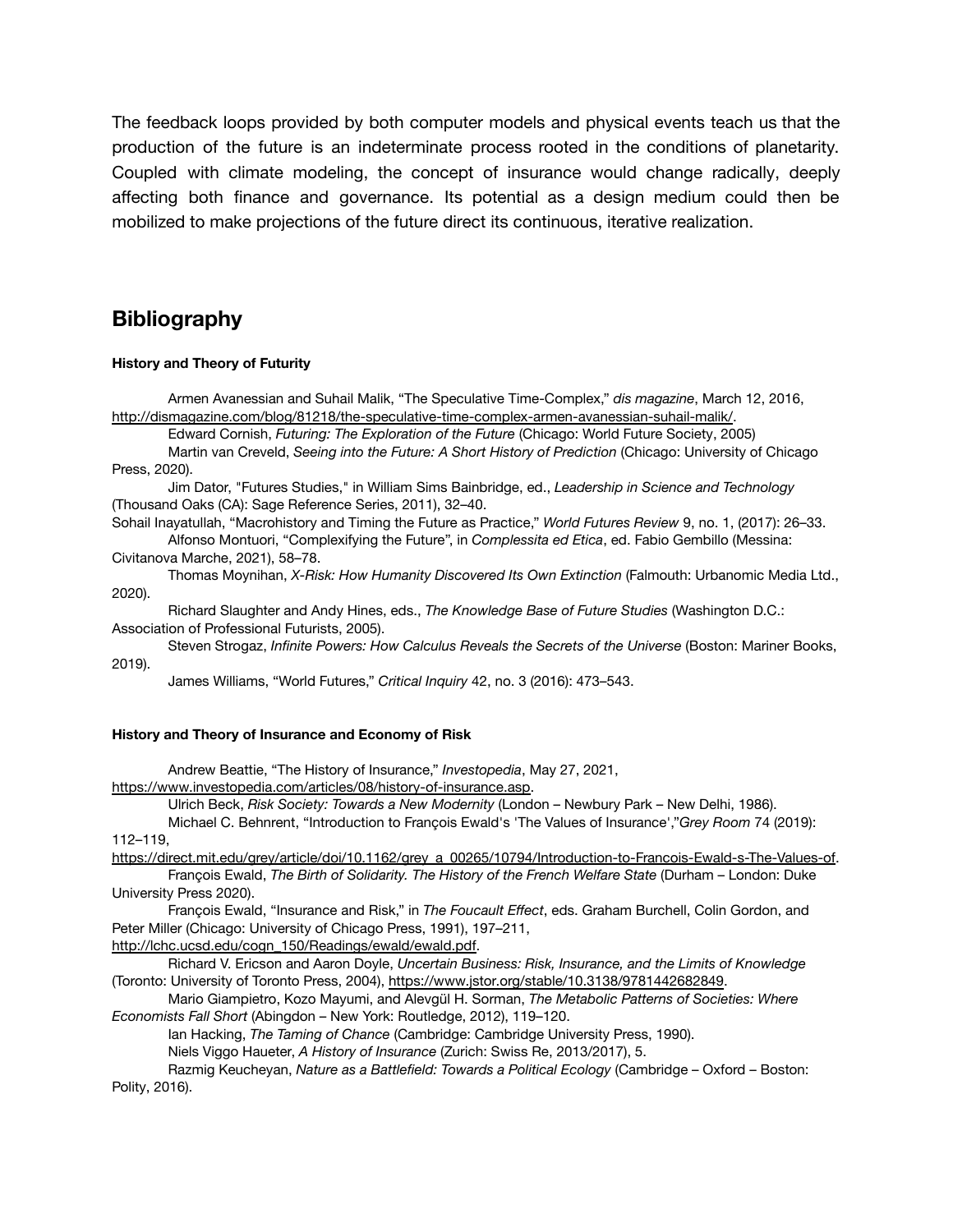The feedback loops provided by both computer models and physical events teach us that the production of the future is an indeterminate process rooted in the conditions of planetarity. Coupled with climate modeling, the concept of insurance would change radically, deeply affecting both finance and governance. Its potential as a design medium could then be mobilized to make projections of the future direct its continuous, iterative realization.

## Bibliography

#### History and Theory of Futurity

Armen Avanessian and Suhail Malik, “The Speculative Time-Complex,” *dis magazine*, March 12, 2016, http://dismagazine.com/blog/81218/the-speculative-time-complex-armen-avanessian-suhail-malik/.

Edward Cornish, *Futuring: The Exploration of the Future* (Chicago: World Future Society, 2005)

Martin van Creveld, *Seeing into the Future: A Short History of Prediction* (Chicago: University of Chicago Press, 2020).

Jim Dator, "Futures Studies," in William Sims Bainbridge, ed., *Leadership in Science and Technology* (Thousand Oaks (CA): Sage Reference Series, 2011), 32–40.

Sohail Inayatullah, “Macrohistory and Timing the Future as Practice,” *World Futures Review* 9, no. 1, (2017): 26–33.

Alfonso Montuori, “Complexifying the Future”, in *Complessita ed Etica*, ed. Fabio Gembillo (Messina: Civitanova Marche, 2021), 58–78.

Thomas Moynihan, *X-Risk: How Humanity Discovered Its Own Extinction* (Falmouth: Urbanomic Media Ltd., 2020).

Richard Slaughter and Andy Hines, eds., *The Knowledge Base of Future Studies* (Washington D.C.: Association of Professional Futurists, 2005).

Steven Strogaz, *Infinite Powers: How Calculus Reveals the Secrets of the Universe* (Boston: Mariner Books, 2019).

James Williams, “World Futures,” *Critical Inquiry* 42, no. 3 (2016): 473–543.

#### History and Theory of Insurance and Economy of Risk

Andrew Beattie, “The History of Insurance,” *Investopedia*, May 27, 2021, https://www.investopedia.com/articles/08/history-of-insurance.asp.

Ulrich Beck, *Risk Society: Towards a New Modernity* (London – Newbury Park – New Delhi, 1986).

Michael C. Behnrent, “Introduction to François Ewald's 'The Values of Insurance',”*Grey Room* 74 (2019): 112–119, https://direct.mit.edu/grey/article/doi/10.1162/grey_a_00265/10794/Introduction-to-Francois-Ewald-s-The-Values-of.

François Ewald, *The Birth of Solidarity. The History of the French Welfare State* (Durham – London: Duke University Press 2020).

François Ewald, “Insurance and Risk,” in *The Foucault Effect*, eds. Graham Burchell, Colin Gordon, and Peter Miller (Chicago: University of Chicago Press, 1991), 197–211, http://lchc.ucsd.edu/cogn_150/Readings/ewald/ewald.pdf.

Richard V. Ericson and Aaron Doyle, *Uncertain Business: Risk, Insurance, and the Limits of Knowledge* (Toronto: University of Toronto Press, 2004), https://www.jstor.org/stable/10.3138/9781442682849.

Mario Giampietro, Kozo Mayumi, and Alevgül H. Sorman, *The Metabolic Patterns of Societies: Where Economists Fall Short* (Abingdon – New York: Routledge, 2012), 119–120.

Ian Hacking, *The Taming of Chance* (Cambridge: Cambridge University Press, 1990).

Niels Viggo Haueter, *A History of Insurance* (Zurich: Swiss Re, 2013/2017), 5.

Razmig Keucheyan, *Nature as a Battlefield: Towards a Political Ecology* (Cambridge – Oxford – Boston: Polity, 2016).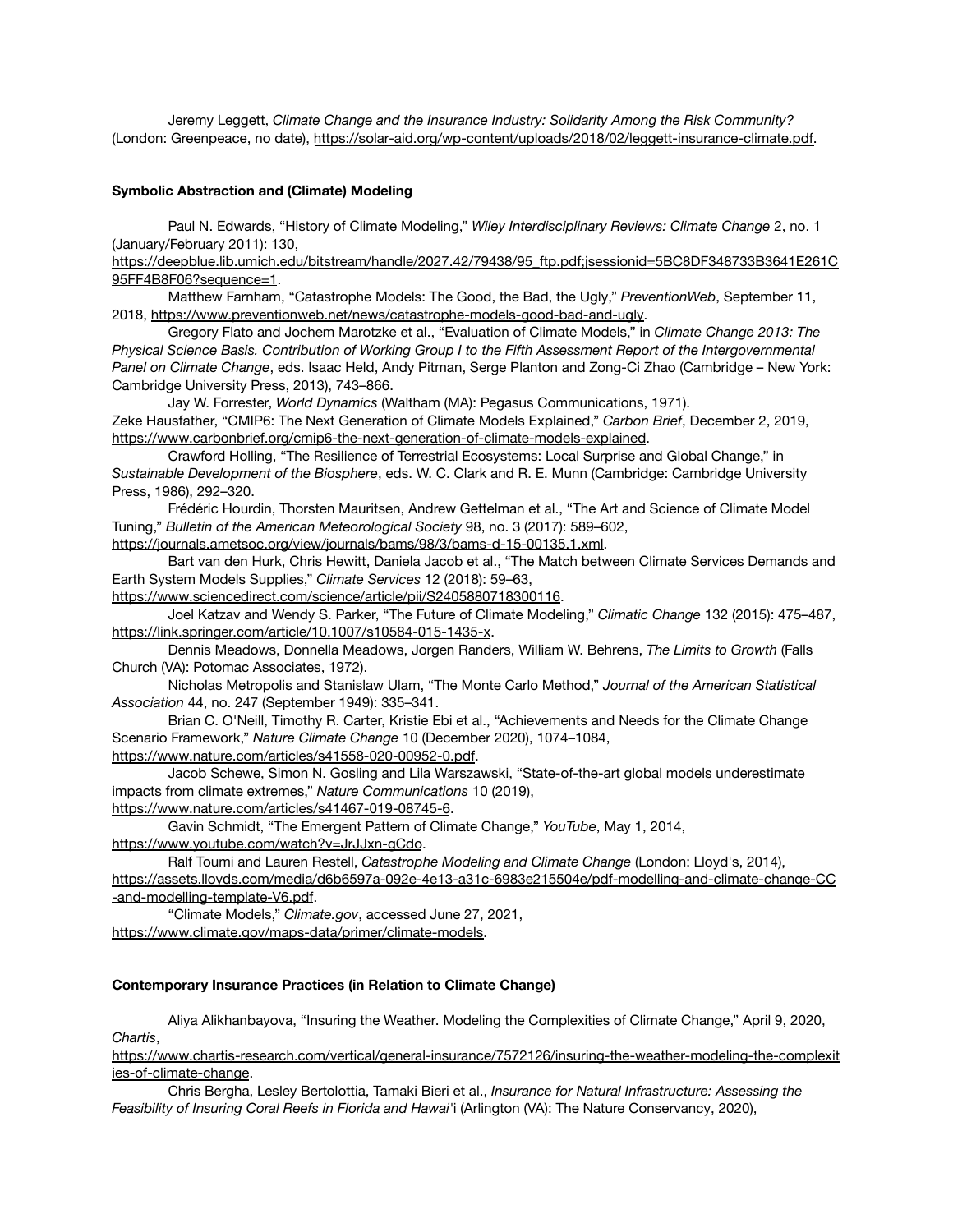Jeremy Leggett, *Climate Change and the Insurance Industry: Solidarity Among the Risk Community?* (London: Greenpeace, no date), https://solar-aid.org/wp-content/uploads/2018/02/leggett-insurance-climate.pdf.

**Symbolic Abstraction and (Climate) Modeling**

Paul N. Edwards, "History of Climate Modeling," *Wiley Interdisciplinary Reviews: Climate Change* 2, no. 1 (January/February 2011): 130, https://deepblue.lib.umich.edu/bitstream/handle/2027.42/79438/95_ftp.pdf;jsessionid=5BC8DF348733B3641E261C95FF4B8F06?sequence=1.

Matthew Farnham, "Catastrophe Models: The Good, the Bad, the Ugly," *PreventionWeb*, September 11, 2018, https://www.preventionweb.net/news/catastrophe-models-good-bad-and-ugly.

Gregory Flato and Jochem Marotzke et al., "Evaluation of Climate Models," in *Climate Change 2013: The Physical Science Basis. Contribution of Working Group I to the Fifth Assessment Report of the Intergovernmental Panel on Climate Change*, eds. Isaac Held, Andy Pitman, Serge Planton and Zong-Ci Zhao (Cambridge – New York: Cambridge University Press, 2013), 743–866.

Jay W. Forrester, *World Dynamics* (Waltham (MA): Pegasus Communications, 1971).

Zeke Hausfather, "CMIP6: The Next Generation of Climate Models Explained," *Carbon Brief*, December 2, 2019, https://www.carbonbrief.org/cmip6-the-next-generation-of-climate-models-explained.

Crawford Holling, "The Resilience of Terrestrial Ecosystems: Local Surprise and Global Change," in *Sustainable Development of the Biosphere*, eds. W. C. Clark and R. E. Munn (Cambridge: Cambridge University Press, 1986), 292–320.

Frédéric Hourdin, Thorsten Mauritsen, Andrew Gettelman et al., "The Art and Science of Climate Model Tuning," *Bulletin of the American Meteorological Society* 98, no. 3 (2017): 589–602, https://journals.ametsoc.org/view/journals/bams/98/3/bams-d-15-00135.1.xml.

Bart van den Hurk, Chris Hewitt, Daniela Jacob et al., "The Match between Climate Services Demands and Earth System Models Supplies," *Climate Services* 12 (2018): 59–63, https://www.sciencedirect.com/science/article/pii/S2405880718300116.

Joel Katzav and Wendy S. Parker, "The Future of Climate Modeling," *Climatic Change* 132 (2015): 475–487, https://link.springer.com/article/10.1007/s10584-015-1435-x.

Dennis Meadows, Donnella Meadows, Jorgen Randers, William W. Behrens, *The Limits to Growth* (Falls Church (VA): Potomac Associates, 1972).

Nicholas Metropolis and Stanislaw Ulam, "The Monte Carlo Method," *Journal of the American Statistical Association* 44, no. 247 (September 1949): 335–341.

Brian C. O'Neill, Timothy R. Carter, Kristie Ebi et al., "Achievements and Needs for the Climate Change Scenario Framework," *Nature Climate Change* 10 (December 2020), 1074–1084, https://www.nature.com/articles/s41558-020-00952-0.pdf.

Jacob Schewe, Simon N. Gosling and Lila Warszawski, "State-of-the-art global models underestimate impacts from climate extremes," *Nature Communications* 10 (2019), https://www.nature.com/articles/s41467-019-08745-6.

Gavin Schmidt, "The Emergent Pattern of Climate Change," *YouTube*, May 1, 2014, https://www.youtube.com/watch?v=JrJJxn-gCdo.

Ralf Toumi and Lauren Restell, *Catastrophe Modeling and Climate Change* (London: Lloyd's, 2014), https://assets.lloyds.com/media/d6b6597a-092e-4e13-a31c-6983e215504e/pdf-modelling-and-climate-change-CC-and-modelling-template-V6.pdf.

"Climate Models," *Climate.gov*, accessed June 27, 2021, https://www.climate.gov/maps-data/primer/climate-models.

**Contemporary Insurance Practices (in Relation to Climate Change)**

Aliya Alikhanbayova, "Insuring the Weather. Modeling the Complexities of Climate Change," April 9, 2020, *Chartis*, https://www.chartis-research.com/vertical/general-insurance/7572126/insuring-the-weather-modeling-the-complexities-of-climate-change.

Chris Bergha, Lesley Bertolottia, Tamaki Bieri et al., *Insurance for Natural Infrastructure: Assessing the Feasibility of Insuring Coral Reefs in Florida and Hawai'i* (Arlington (VA): The Nature Conservancy, 2020),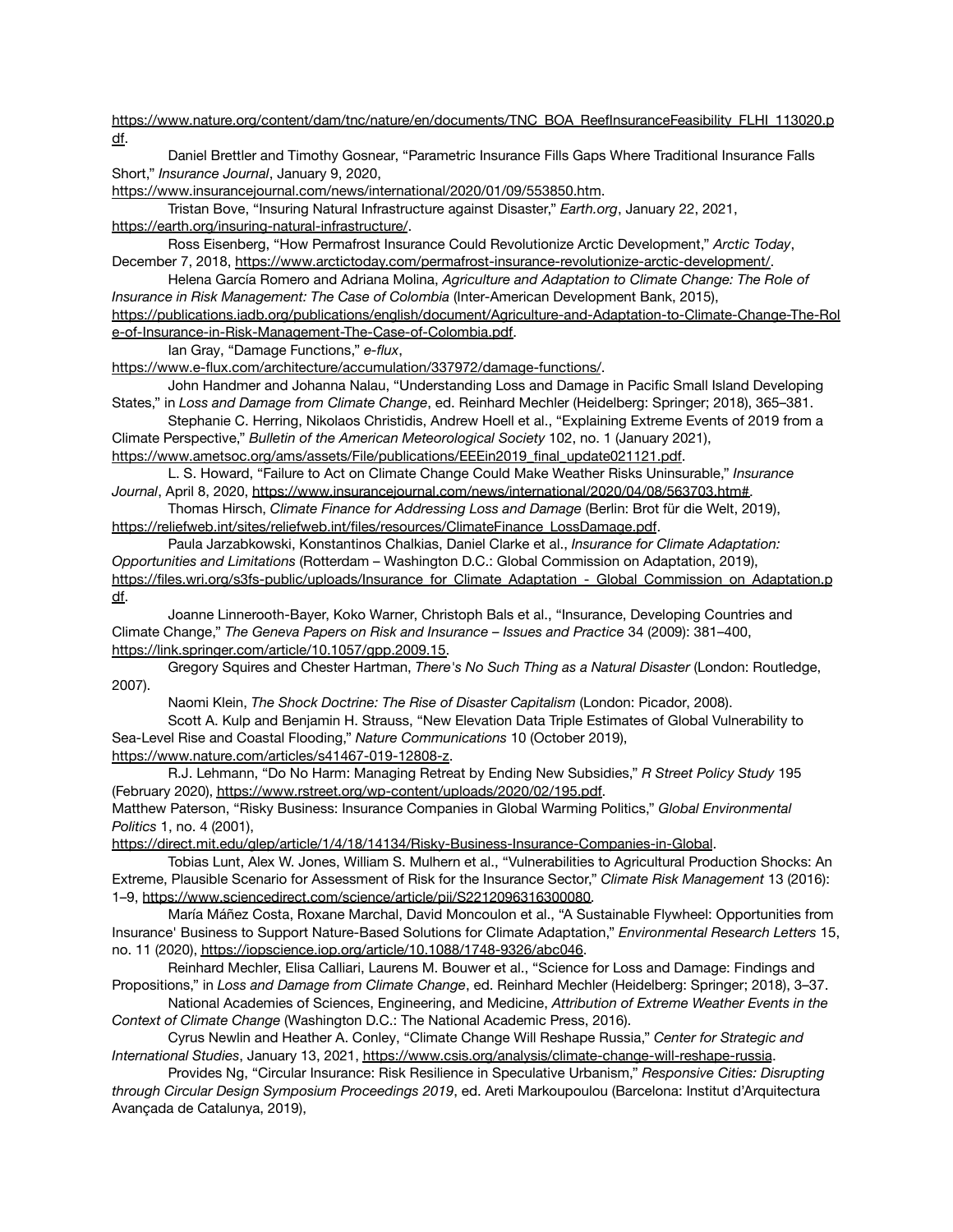https://www.nature.org/content/dam/tnc/nature/en/documents/TNC_BOA_ReefInsuranceFeasibility_FLHI_113020.pdf.

Daniel Brettler and Timothy Gosnear, "Parametric Insurance Fills Gaps Where Traditional Insurance Falls Short," *Insurance Journal*, January 9, 2020, https://www.insurancejournal.com/news/international/2020/01/09/553850.htm.

Tristan Bove, "Insuring Natural Infrastructure against Disaster," *Earth.org*, January 22, 2021, https://earth.org/insuring-natural-infrastructure/.

Ross Eisenberg, "How Permafrost Insurance Could Revolutionize Arctic Development," *Arctic Today*, December 7, 2018, https://www.arctictoday.com/permafrost-insurance-revolutionize-arctic-development/.

Helena García Romero and Adriana Molina, *Agriculture and Adaptation to Climate Change: The Role of Insurance in Risk Management: The Case of Colombia* (Inter-American Development Bank, 2015), https://publications.iadb.org/publications/english/document/Agriculture-and-Adaptation-to-Climate-Change-The-Role-of-Insurance-in-Risk-Management-The-Case-of-Colombia.pdf.

Ian Gray, "Damage Functions," *e-flux*, https://www.e-flux.com/architecture/accumulation/337972/damage-functions/.

John Handmer and Johanna Nalau, "Understanding Loss and Damage in Pacific Small Island Developing States," in *Loss and Damage from Climate Change*, ed. Reinhard Mechler (Heidelberg: Springer; 2018), 365–381.

Stephanie C. Herring, Nikolaos Christidis, Andrew Hoell et al., "Explaining Extreme Events of 2019 from a Climate Perspective," *Bulletin of the American Meteorological Society* 102, no. 1 (January 2021), https://www.ametsoc.org/ams/assets/File/publications/EEEin2019_final_update021121.pdf.

L. S. Howard, "Failure to Act on Climate Change Could Make Weather Risks Uninsurable," *Insurance Journal*, April 8, 2020, https://www.insurancejournal.com/news/international/2020/04/08/563703.htm#.

Thomas Hirsch, *Climate Finance for Addressing Loss and Damage* (Berlin: Brot für die Welt, 2019), https://reliefweb.int/sites/reliefweb.int/files/resources/ClimateFinance_LossDamage.pdf.

Paula Jarzabkowski, Konstantinos Chalkias, Daniel Clarke et al., *Insurance for Climate Adaptation: Opportunities and Limitations* (Rotterdam – Washington D.C.: Global Commission on Adaptation, 2019), https://files.wri.org/s3fs-public/uploads/Insurance_for_Climate_Adaptation_-_Global_Commission_on_Adaptation.pdf.

Joanne Linnerooth-Bayer, Koko Warner, Christoph Bals et al., "Insurance, Developing Countries and Climate Change," *The Geneva Papers on Risk and Insurance – Issues and Practice* 34 (2009): 381–400, https://link.springer.com/article/10.1057/gpp.2009.15.

Gregory Squires and Chester Hartman, *There's No Such Thing as a Natural Disaster* (London: Routledge, 2007).

Naomi Klein, *The Shock Doctrine: The Rise of Disaster Capitalism* (London: Picador, 2008).

Scott A. Kulp and Benjamin H. Strauss, "New Elevation Data Triple Estimates of Global Vulnerability to Sea-Level Rise and Coastal Flooding," *Nature Communications* 10 (October 2019), https://www.nature.com/articles/s41467-019-12808-z.

R.J. Lehmann, "Do No Harm: Managing Retreat by Ending New Subsidies," *R Street Policy Study* 195 (February 2020), https://www.rstreet.org/wp-content/uploads/2020/02/195.pdf.

Matthew Paterson, "Risky Business: Insurance Companies in Global Warming Politics," *Global Environmental Politics* 1, no. 4 (2001), https://direct.mit.edu/glep/article/1/4/18/14134/Risky-Business-Insurance-Companies-in-Global.

Tobias Lunt, Alex W. Jones, William S. Mulhern et al., "Vulnerabilities to Agricultural Production Shocks: An Extreme, Plausible Scenario for Assessment of Risk for the Insurance Sector," *Climate Risk Management* 13 (2016): 1–9, https://www.sciencedirect.com/science/article/pii/S2212096316300080.

María Máñez Costa, Roxane Marchal, David Moncoulon et al., "A Sustainable Flywheel: Opportunities from Insurance' Business to Support Nature-Based Solutions for Climate Adaptation," *Environmental Research Letters* 15, no. 11 (2020), https://iopscience.iop.org/article/10.1088/1748-9326/abc046.

Reinhard Mechler, Elisa Calliari, Laurens M. Bouwer et al., "Science for Loss and Damage: Findings and Propositions," in *Loss and Damage from Climate Change*, ed. Reinhard Mechler (Heidelberg: Springer; 2018), 3–37.

National Academies of Sciences, Engineering, and Medicine, *Attribution of Extreme Weather Events in the Context of Climate Change* (Washington D.C.: The National Academic Press, 2016).

Cyrus Newlin and Heather A. Conley, "Climate Change Will Reshape Russia," *Center for Strategic and International Studies*, January 13, 2021, https://www.csis.org/analysis/climate-change-will-reshape-russia.

Provides Ng, "Circular Insurance: Risk Resilience in Speculative Urbanism," *Responsive Cities: Disrupting through Circular Design Symposium Proceedings 2019*, ed. Areti Markoupoulou (Barcelona: Institut d'Arquitectura Avançada de Catalunya, 2019),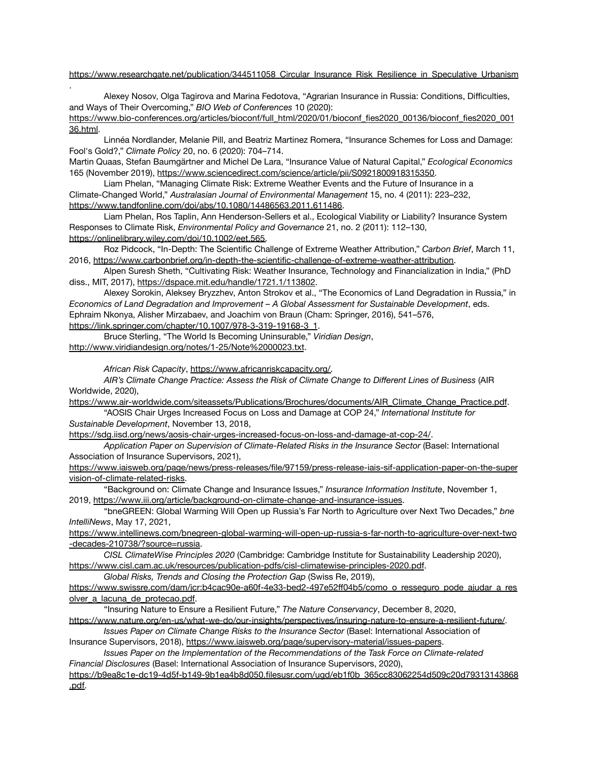https://www.researchgate.net/publication/344511058_Circular_Insurance_Risk_Resilience_in_Speculative_Urbanism.

Alexey Nosov, Olga Tagirova and Marina Fedotova, "Agrarian Insurance in Russia: Conditions, Difficulties, and Ways of Their Overcoming," *BIO Web of Conferences* 10 (2020): https://www.bio-conferences.org/articles/bioconf/full_html/2020/01/bioconf_fies2020_00136/bioconf_fies2020_00136.html.

Linnéa Nordlander, Melanie Pill, and Beatriz Martinez Romera, "Insurance Schemes for Loss and Damage: Fool's Gold?," *Climate Policy* 20, no. 6 (2020): 704–714.

Martin Quaas, Stefan Baumgärtner and Michel De Lara, "Insurance Value of Natural Capital," *Ecological Economics* 165 (November 2019), https://www.sciencedirect.com/science/article/pii/S0921800918315350.

Liam Phelan, "Managing Climate Risk: Extreme Weather Events and the Future of Insurance in a Climate-Changed World," *Australasian Journal of Environmental Management* 15, no. 4 (2011): 223–232, https://www.tandfonline.com/doi/abs/10.1080/14486563.2011.611486.

Liam Phelan, Ros Taplin, Ann Henderson-Sellers et al., "Ecological Viability or Liability? Insurance System Responses to Climate Risk, *Environmental Policy and Governance* 21, no. 2 (2011): 112–130, https://onlinelibrary.wiley.com/doi/10.1002/eet.565.

Roz Pidcock, "In-Depth: The Scientific Challenge of Extreme Weather Attribution," *Carbon Brief*, March 11, 2016, https://www.carbonbrief.org/in-depth-the-scientific-challenge-of-extreme-weather-attribution.

Alpen Suresh Sheth, "Cultivating Risk: Weather Insurance, Technology and Financialization in India," (PhD diss., MIT, 2017), https://dspace.mit.edu/handle/1721.1/113802.

Alexey Sorokin, Aleksey Bryzzhev, Anton Strokov et al., "The Economics of Land Degradation in Russia," in *Economics of Land Degradation and Improvement – A Global Assessment for Sustainable Development*, eds. Ephraim Nkonya, Alisher Mirzabaev, and Joachim von Braun (Cham: Springer, 2016), 541–576, https://link.springer.com/chapter/10.1007/978-3-319-19168-3_1.

Bruce Sterling, "The World Is Becoming Uninsurable," *Viridian Design*, http://www.viridiandesign.org/notes/1-25/Note%2000023.txt.

*African Risk Capacity*, https://www.africanriskcapacity.org/.

*AIR's Climate Change Practice: Assess the Risk of Climate Change to Different Lines of Business* (AIR Worldwide, 2020), https://www.air-worldwide.com/siteassets/Publications/Brochures/documents/AIR_Climate_Change_Practice.pdf.

"AOSIS Chair Urges Increased Focus on Loss and Damage at COP 24," *International Institute for Sustainable Development*, November 13, 2018, https://sdg.iisd.org/news/aosis-chair-urges-increased-focus-on-loss-and-damage-at-cop-24/.

*Application Paper on Supervision of Climate-Related Risks in the Insurance Sector* (Basel: International Association of Insurance Supervisors, 2021), https://www.iaisweb.org/page/news/press-releases/file/97159/press-release-iais-sif-application-paper-on-the-supervision-of-climate-related-risks.

"Background on: Climate Change and Insurance Issues," *Insurance Information Institute*, November 1, 2019, https://www.iii.org/article/background-on-climate-change-and-insurance-issues.

"bneGREEN: Global Warming Will Open up Russia's Far North to Agriculture over Next Two Decades," *bne IntelliNews*, May 17, 2021, https://www.intellinews.com/bnegreen-global-warming-will-open-up-russia-s-far-north-to-agriculture-over-next-two-decades-210738/?source=russia.

*CISL ClimateWise Principles 2020* (Cambridge: Cambridge Institute for Sustainability Leadership 2020), https://www.cisl.cam.ac.uk/resources/publication-pdfs/cisl-climatewise-principles-2020.pdf.

*Global Risks, Trends and Closing the Protection Gap* (Swiss Re, 2019), https://www.swissre.com/dam/jcr:b4cac90e-a60f-4e33-bed2-497e52ff04b5/como_o_resseguro_pode_ajudar_a_resolver_a_lacuna_de_protecao.pdf.

"Insuring Nature to Ensure a Resilient Future," *The Nature Conservancy*, December 8, 2020, https://www.nature.org/en-us/what-we-do/our-insights/perspectives/insuring-nature-to-ensure-a-resilient-future/.

*Issues Paper on Climate Change Risks to the Insurance Sector* (Basel: International Association of Insurance Supervisors, 2018), https://www.iaisweb.org/page/supervisory-material/issues-papers.

*Issues Paper on the Implementation of the Recommendations of the Task Force on Climate-related Financial Disclosures* (Basel: International Association of Insurance Supervisors, 2020), https://b9ea8c1e-dc19-4d5f-b149-9b1ea4b8d050.filesusr.com/ugd/eb1f0b_365cc83062254d509c20d79313143868.pdf.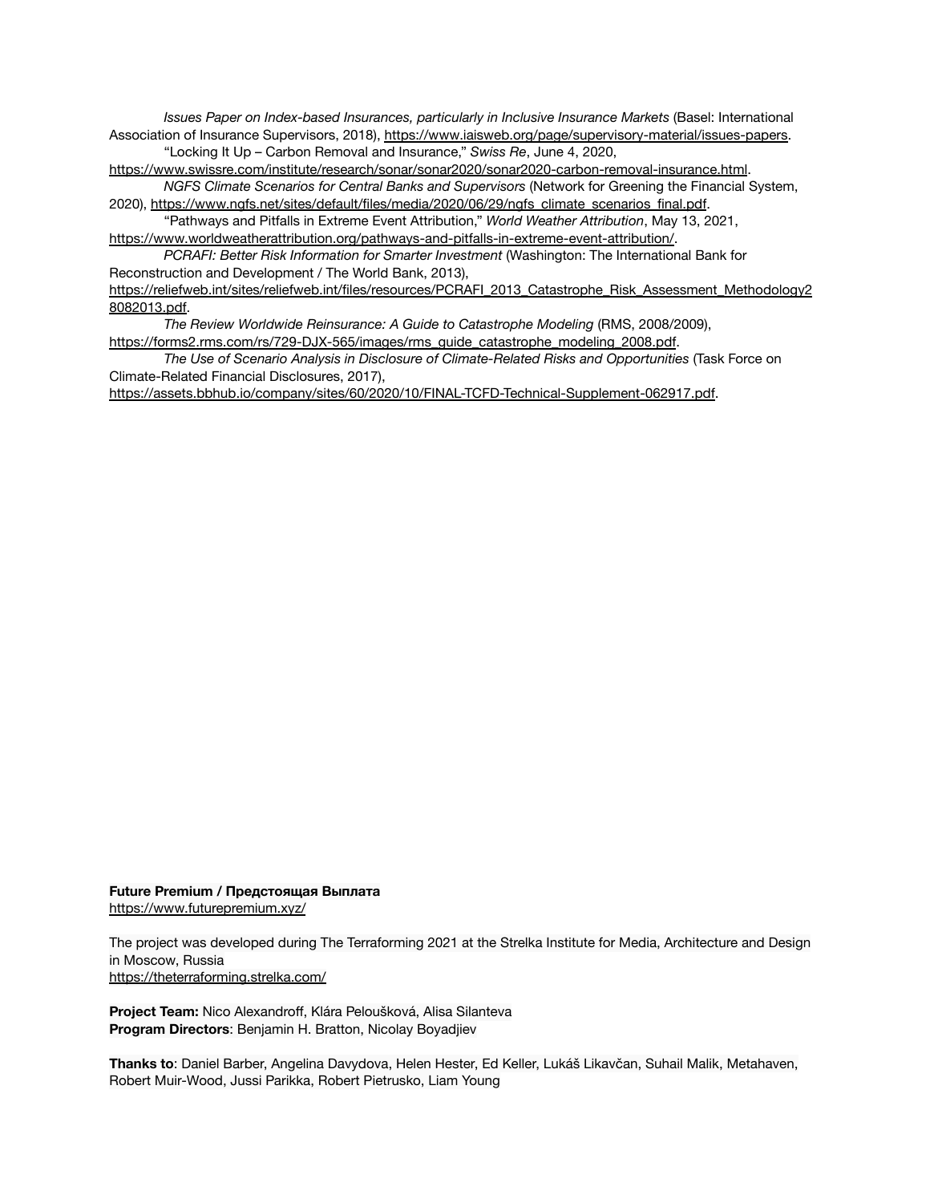*Issues Paper on Index-based Insurances, particularly in Inclusive Insurance Markets* (Basel: International Association of Insurance Supervisors, 2018), https://www.iaisweb.org/page/supervisory-material/issues-papers.

"Locking It Up – Carbon Removal and Insurance," *Swiss Re*, June 4, 2020, https://www.swissre.com/institute/research/sonar/sonar2020/sonar2020-carbon-removal-insurance.html.

*NGFS Climate Scenarios for Central Banks and Supervisors* (Network for Greening the Financial System, 2020), https://www.ngfs.net/sites/default/files/media/2020/06/29/ngfs_climate_scenarios_final.pdf.

"Pathways and Pitfalls in Extreme Event Attribution," *World Weather Attribution*, May 13, 2021, https://www.worldweatherattribution.org/pathways-and-pitfalls-in-extreme-event-attribution/.

*PCRAFI: Better Risk Information for Smarter Investment* (Washington: The International Bank for Reconstruction and Development / The World Bank, 2013), https://reliefweb.int/sites/reliefweb.int/files/resources/PCRAFI_2013_Catastrophe_Risk_Assessment_Methodology28082013.pdf.

*The Review Worldwide Reinsurance: A Guide to Catastrophe Modeling* (RMS, 2008/2009), https://forms2.rms.com/rs/729-DJX-565/images/rms_guide_catastrophe_modeling_2008.pdf.

*The Use of Scenario Analysis in Disclosure of Climate-Related Risks and Opportunities* (Task Force on Climate-Related Financial Disclosures, 2017), https://assets.bbhub.io/company/sites/60/2020/10/FINAL-TCFD-Technical-Supplement-062917.pdf.

**Future Premium / Предстоящая Выплата**
https://www.futurepremium.xyz/

The project was developed during The Terraforming 2021 at the Strelka Institute for Media, Architecture and Design in Moscow, Russia
https://theterraforming.strelka.com/

**Project Team:** Nico Alexandroff, Klára Peloušková, Alisa Silanteva
**Program Directors**: Benjamin H. Bratton, Nicolay Boyadjiev

**Thanks to**: Daniel Barber, Angelina Davydova, Helen Hester, Ed Keller, Lukáš Likavčan, Suhail Malik, Metahaven, Robert Muir-Wood, Jussi Parikka, Robert Pietrusko, Liam Young